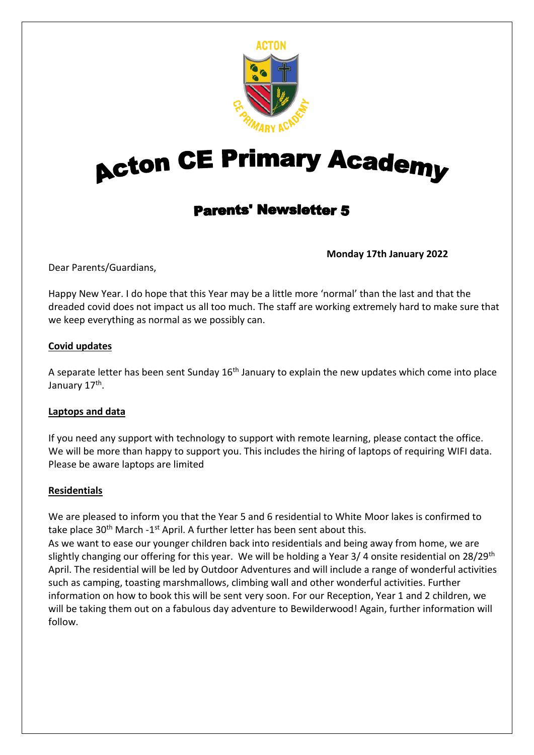# Acton CE Primary Academy

## Parents' Newsletter 5

**Monday 17th January 2022**

Dear Parents/Guardians,

Happy New Year. I do hope that this Year may be a little more 'normal' than the last and that the dreaded covid does not impact us all too much. The staff are working extremely hard to make sure that we keep everything as normal as we possibly can.

**Covid updates**

A separate letter has been sent Sunday 16th January to explain the new updates which come into place January 17th.

**Laptops and data**

If you need any support with technology to support with remote learning, please contact the office. We will be more than happy to support you. This includes the hiring of laptops of requiring WIFI data. Please be aware laptops are limited

**Residentials**

We are pleased to inform you that the Year 5 and 6 residential to White Moor lakes is confirmed to take place 30th March -1st April. A further letter has been sent about this.

As we want to ease our younger children back into residentials and being away from home, we are slightly changing our offering for this year. We will be holding a Year 3/ 4 onsite residential on 28/29th April. The residential will be led by Outdoor Adventures and will include a range of wonderful activities such as camping, toasting marshmallows, climbing wall and other wonderful activities. Further information on how to book this will be sent very soon. For our Reception, Year 1 and 2 children, we will be taking them out on a fabulous day adventure to Bewilderwood! Again, further information will follow.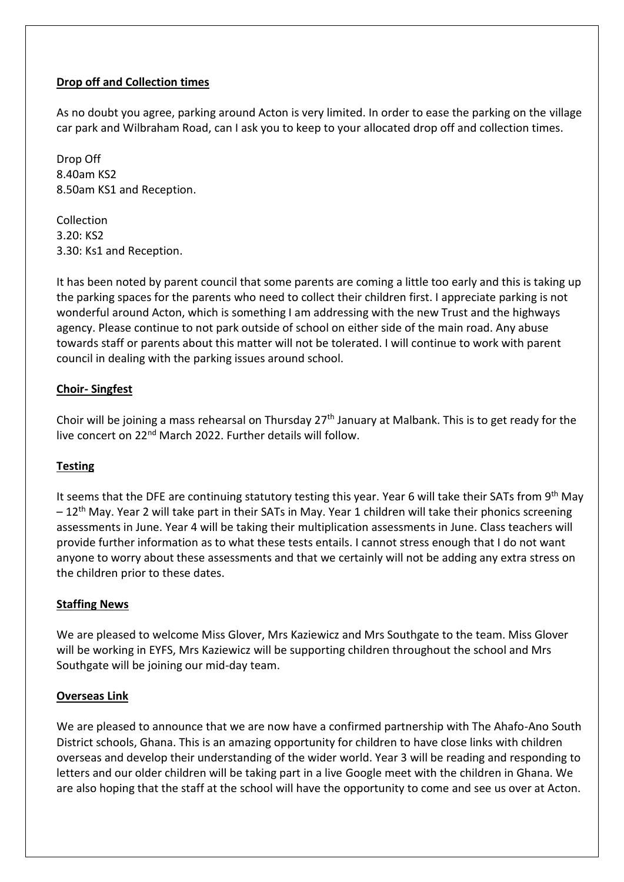**Drop off and Collection times**

As no doubt you agree, parking around Acton is very limited. In order to ease the parking on the village car park and Wilbraham Road, can I ask you to keep to your allocated drop off and collection times.

Drop Off
8.40am KS2
8.50am KS1 and Reception.

Collection
3.20: KS2
3.30: Ks1 and Reception.

It has been noted by parent council that some parents are coming a little too early and this is taking up the parking spaces for the parents who need to collect their children first. I appreciate parking is not wonderful around Acton, which is something I am addressing with the new Trust and the highways agency. Please continue to not park outside of school on either side of the main road. Any abuse towards staff or parents about this matter will not be tolerated. I will continue to work with parent council in dealing with the parking issues around school.

**Choir- Singfest**

Choir will be joining a mass rehearsal on Thursday 27th January at Malbank. This is to get ready for the live concert on 22nd March 2022. Further details will follow.

**Testing**

It seems that the DFE are continuing statutory testing this year. Year 6 will take their SATs from 9th May – 12th May. Year 2 will take part in their SATs in May. Year 1 children will take their phonics screening assessments in June. Year 4 will be taking their multiplication assessments in June. Class teachers will provide further information as to what these tests entails. I cannot stress enough that I do not want anyone to worry about these assessments and that we certainly will not be adding any extra stress on the children prior to these dates.

**Staffing News**

We are pleased to welcome Miss Glover, Mrs Kaziewicz and Mrs Southgate to the team. Miss Glover will be working in EYFS, Mrs Kaziewicz will be supporting children throughout the school and Mrs Southgate will be joining our mid-day team.

**Overseas Link**

We are pleased to announce that we are now have a confirmed partnership with The Ahafo-Ano South District schools, Ghana. This is an amazing opportunity for children to have close links with children overseas and develop their understanding of the wider world. Year 3 will be reading and responding to letters and our older children will be taking part in a live Google meet with the children in Ghana. We are also hoping that the staff at the school will have the opportunity to come and see us over at Acton.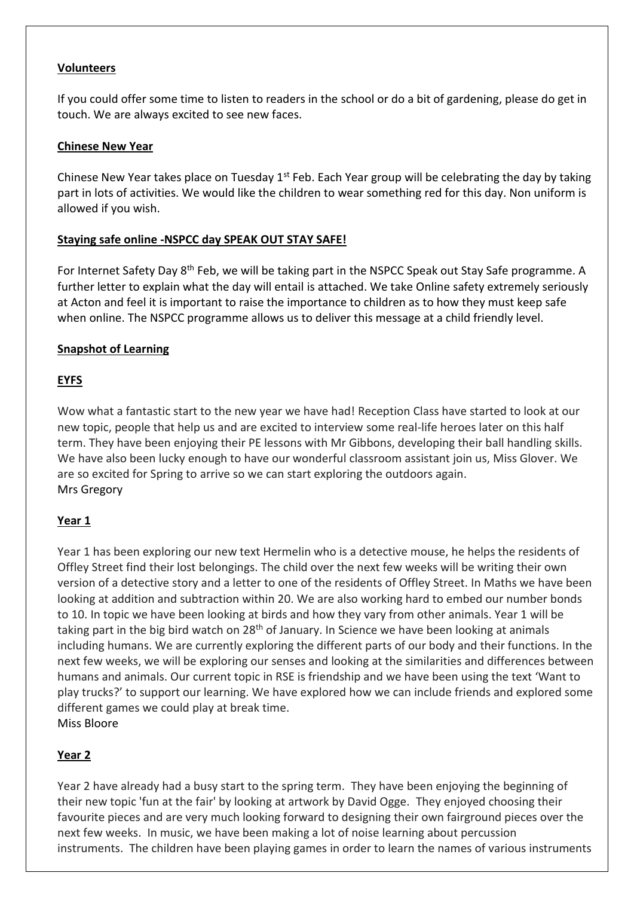**Volunteers**

If you could offer some time to listen to readers in the school or do a bit of gardening, please do get in touch. We are always excited to see new faces.

**Chinese New Year**

Chinese New Year takes place on Tuesday 1st Feb. Each Year group will be celebrating the day by taking part in lots of activities. We would like the children to wear something red for this day. Non uniform is allowed if you wish.

**Staying safe online -NSPCC day SPEAK OUT STAY SAFE!**

For Internet Safety Day 8th Feb, we will be taking part in the NSPCC Speak out Stay Safe programme. A further letter to explain what the day will entail is attached. We take Online safety extremely seriously at Acton and feel it is important to raise the importance to children as to how they must keep safe when online. The NSPCC programme allows us to deliver this message at a child friendly level.

**Snapshot of Learning**

**EYFS**

Wow what a fantastic start to the new year we have had! Reception Class have started to look at our new topic, people that help us and are excited to interview some real-life heroes later on this half term. They have been enjoying their PE lessons with Mr Gibbons, developing their ball handling skills. We have also been lucky enough to have our wonderful classroom assistant join us, Miss Glover. We are so excited for Spring to arrive so we can start exploring the outdoors again.
Mrs Gregory

**Year 1**

Year 1 has been exploring our new text Hermelin who is a detective mouse, he helps the residents of Offley Street find their lost belongings. The child over the next few weeks will be writing their own version of a detective story and a letter to one of the residents of Offley Street. In Maths we have been looking at addition and subtraction within 20. We are also working hard to embed our number bonds to 10. In topic we have been looking at birds and how they vary from other animals. Year 1 will be taking part in the big bird watch on 28th of January. In Science we have been looking at animals including humans. We are currently exploring the different parts of our body and their functions. In the next few weeks, we will be exploring our senses and looking at the similarities and differences between humans and animals. Our current topic in RSE is friendship and we have been using the text 'Want to play trucks?' to support our learning. We have explored how we can include friends and explored some different games we could play at break time.
Miss Bloore

**Year 2**

Year 2 have already had a busy start to the spring term. They have been enjoying the beginning of their new topic 'fun at the fair' by looking at artwork by David Ogge. They enjoyed choosing their favourite pieces and are very much looking forward to designing their own fairground pieces over the next few weeks. In music, we have been making a lot of noise learning about percussion instruments. The children have been playing games in order to learn the names of various instruments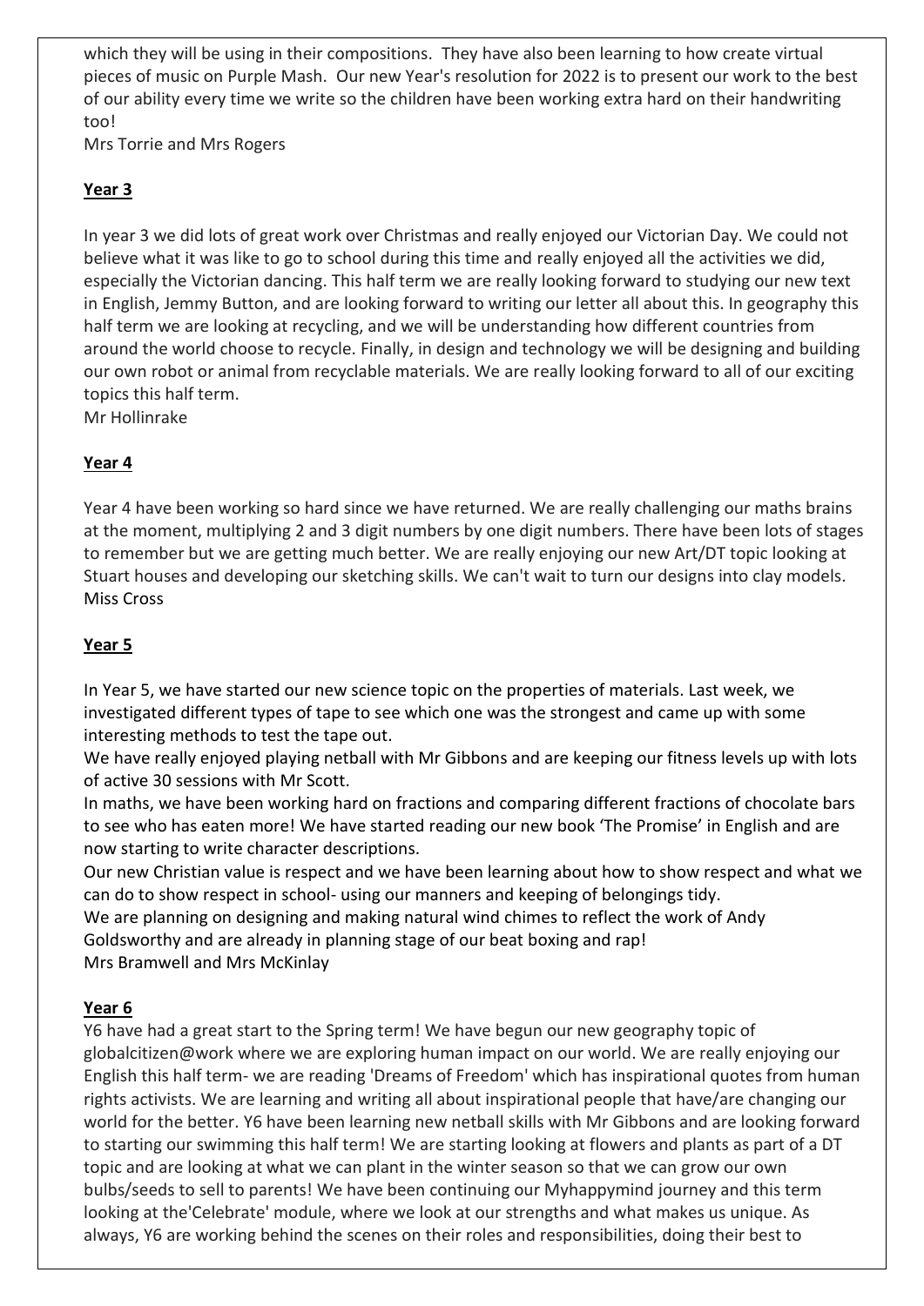which they will be using in their compositions. They have also been learning to how create virtual pieces of music on Purple Mash. Our new Year's resolution for 2022 is to present our work to the best of our ability every time we write so the children have been working extra hard on their handwriting too!
Mrs Torrie and Mrs Rogers

**Year 3**

In year 3 we did lots of great work over Christmas and really enjoyed our Victorian Day. We could not believe what it was like to go to school during this time and really enjoyed all the activities we did, especially the Victorian dancing. This half term we are really looking forward to studying our new text in English, Jemmy Button, and are looking forward to writing our letter all about this. In geography this half term we are looking at recycling, and we will be understanding how different countries from around the world choose to recycle. Finally, in design and technology we will be designing and building our own robot or animal from recyclable materials. We are really looking forward to all of our exciting topics this half term.
Mr Hollinrake

**Year 4**

Year 4 have been working so hard since we have returned. We are really challenging our maths brains at the moment, multiplying 2 and 3 digit numbers by one digit numbers. There have been lots of stages to remember but we are getting much better. We are really enjoying our new Art/DT topic looking at Stuart houses and developing our sketching skills. We can't wait to turn our designs into clay models.
Miss Cross

**Year 5**

In Year 5, we have started our new science topic on the properties of materials. Last week, we investigated different types of tape to see which one was the strongest and came up with some interesting methods to test the tape out.
We have really enjoyed playing netball with Mr Gibbons and are keeping our fitness levels up with lots of active 30 sessions with Mr Scott.
In maths, we have been working hard on fractions and comparing different fractions of chocolate bars to see who has eaten more! We have started reading our new book 'The Promise' in English and are now starting to write character descriptions.
Our new Christian value is respect and we have been learning about how to show respect and what we can do to show respect in school- using our manners and keeping of belongings tidy.
We are planning on designing and making natural wind chimes to reflect the work of Andy Goldsworthy and are already in planning stage of our beat boxing and rap!
Mrs Bramwell and Mrs McKinlay

**Year 6**

Y6 have had a great start to the Spring term! We have begun our new geography topic of globalcitizen@work where we are exploring human impact on our world. We are really enjoying our English this half term- we are reading 'Dreams of Freedom' which has inspirational quotes from human rights activists. We are learning and writing all about inspirational people that have/are changing our world for the better. Y6 have been learning new netball skills with Mr Gibbons and are looking forward to starting our swimming this half term! We are starting looking at flowers and plants as part of a DT topic and are looking at what we can plant in the winter season so that we can grow our own bulbs/seeds to sell to parents! We have been continuing our Myhappymind journey and this term looking at the'Celebrate' module, where we look at our strengths and what makes us unique. As always, Y6 are working behind the scenes on their roles and responsibilities, doing their best to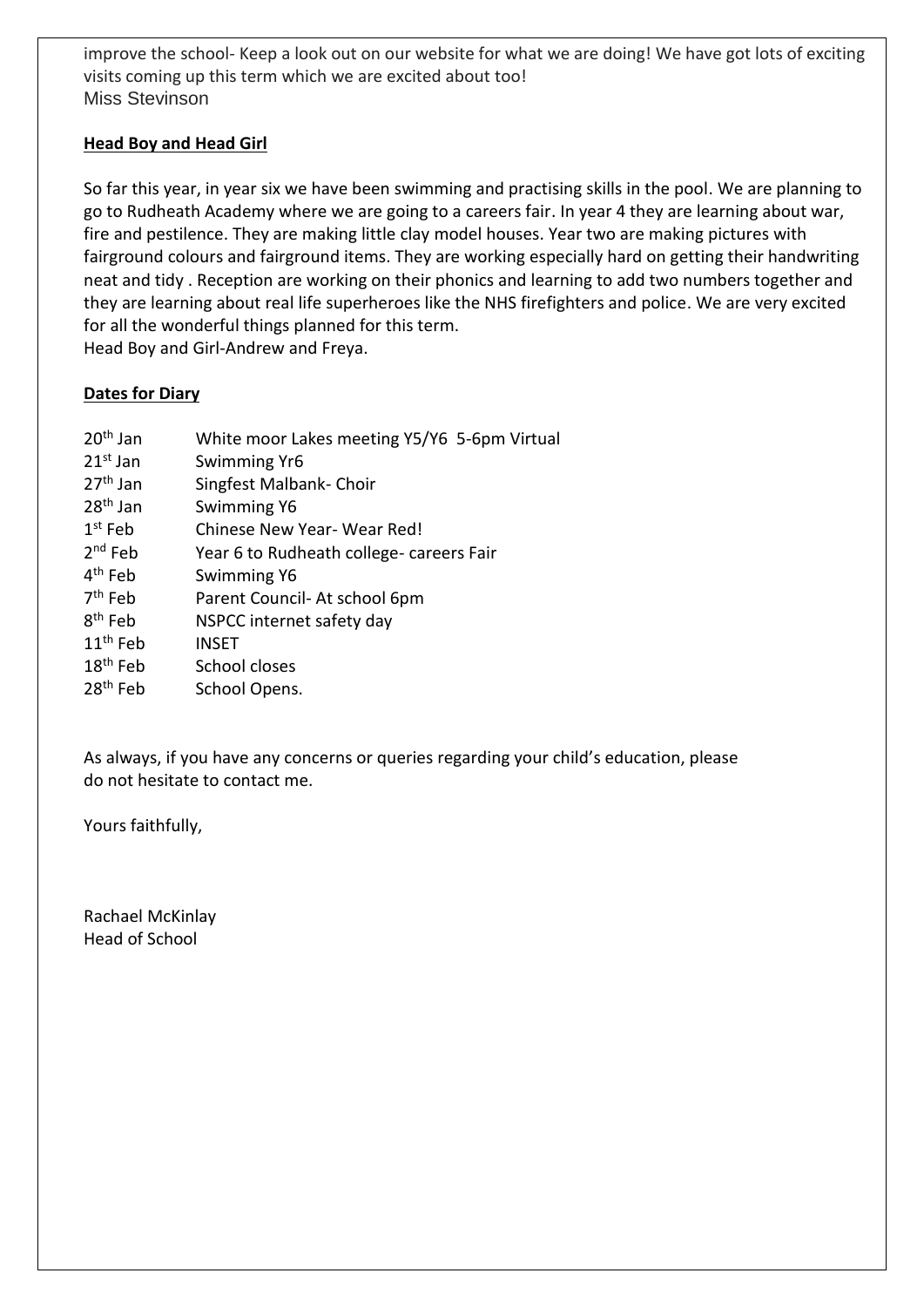improve the school- Keep a look out on our website for what we are doing! We have got lots of exciting visits coming up this term which we are excited about too!
Miss Stevinson

**Head Boy and Head Girl**

So far this year, in year six we have been swimming and practising skills in the pool. We are planning to go to Rudheath Academy where we are going to a careers fair. In year 4 they are learning about war, fire and pestilence. They are making little clay model houses. Year two are making pictures with fairground colours and fairground items. They are working especially hard on getting their handwriting neat and tidy . Reception are working on their phonics and learning to add two numbers together and they are learning about real life superheroes like the NHS firefighters and police. We are very excited for all the wonderful things planned for this term.
Head Boy and Girl-Andrew and Freya.

**Dates for Diary**

| | |
|---|---|
| 20th Jan | White moor Lakes meeting Y5/Y6 5-6pm Virtual |
| 21st Jan | Swimming Yr6 |
| 27th Jan | Singfest Malbank- Choir |
| 28th Jan | Swimming Y6 |
| 1st Feb | Chinese New Year- Wear Red! |
| 2nd Feb | Year 6 to Rudheath college- careers Fair |
| 4th Feb | Swimming Y6 |
| 7th Feb | Parent Council- At school 6pm |
| 8th Feb | NSPCC internet safety day |
| 11th Feb | INSET |
| 18th Feb | School closes |
| 28th Feb | School Opens. |

As always, if you have any concerns or queries regarding your child's education, please do not hesitate to contact me.

Yours faithfully,

Rachael McKinlay
Head of School